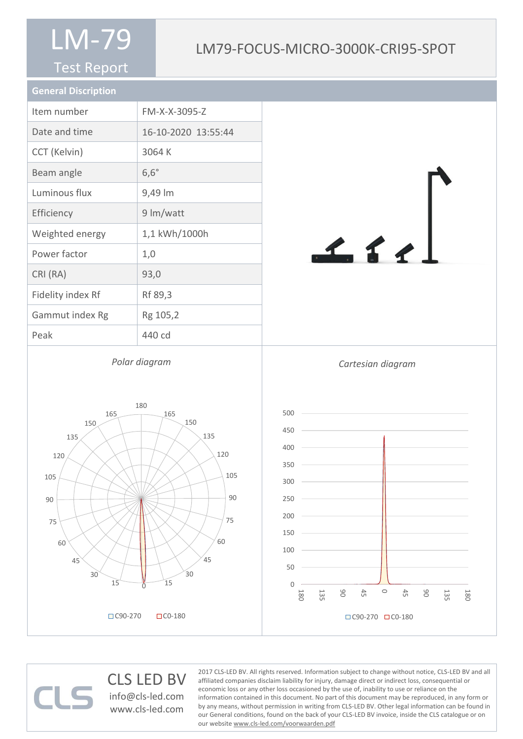# LM-79

Test Report

## LM79-FOCUS-MICRO-3000K-CRI95-SPOT

### General Discription

| | |
|---|---|
| Item number | FM-X-X-3095-Z |
| Date and time | 16-10-2020 13:55:44 |
| CCT (Kelvin) | 3064 K |
| Beam angle | 6,6° |
| Luminous flux | 9,49 lm |
| Efficiency | 9 lm/watt |
| Weighted energy | 1,1 kWh/1000h |
| Power factor | 1,0 |
| CRI (RA) | 93,0 |
| Fidelity index Rf | Rf 89,3 |
| Gammut index Rg | Rg 105,2 |
| Peak | 440 cd |

*Polar diagram*

C90-270 C0-180

*Cartesian diagram*

C90-270 C0-180

CLS LED BV
info@cls-led.com
www.cls-led.com

2017 CLS-LED BV. All rights reserved. Information subject to change without notice, CLS-LED BV and all affiliated companies disclaim liability for injury, damage direct or indirect loss, consequential or economic loss or any other loss occasioned by the use of, inability to use or reliance on the information contained in this document. No part of this document may be reproduced, in any form or by any means, without permission in writing from CLS-LED BV. Other legal information can be found in our General conditions, found on the back of your CLS-LED BV invoice, inside the CLS catalogue or on our website www.cls-led.com/voorwaarden.pdf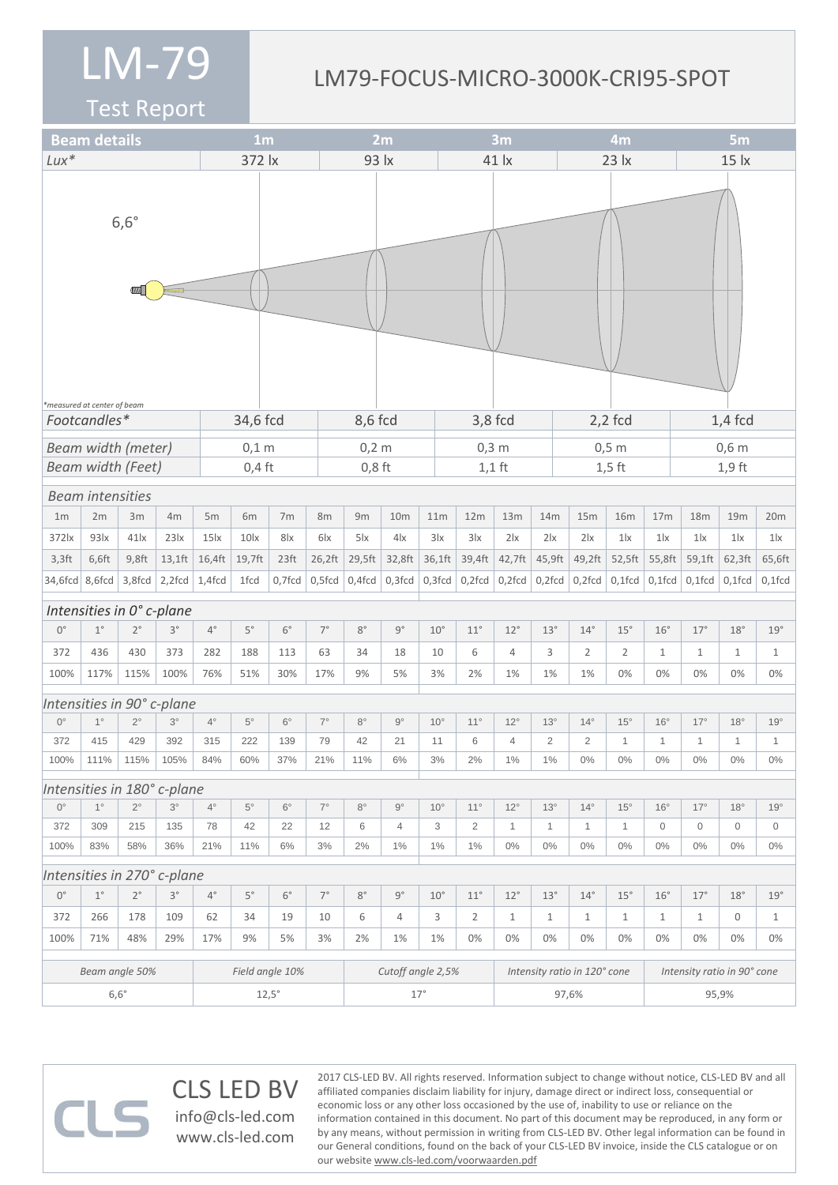# LM-79

## Test Report

## LM79-FOCUS-MICRO-3000K-CRI95-SPOT

| Beam details | 1m | 2m | 3m | 4m | 5m |
|---|---|---|---|---|---|
| *Lux** | 372 lx | 93 lx | 41 lx | 23 lx | 15 lx |

6,6°

*measured at center of beam

| | 1m | 2m | 3m | 4m | 5m |
|---|---|---|---|---|---|
| *Footcandles** | 34,6 fcd | 8,6 fcd | 3,8 fcd | 2,2 fcd | 1,4 fcd |
| *Beam width (meter)* | 0,1 m | 0,2 m | 0,3 m | 0,5 m | 0,6 m |
| *Beam width (Feet)* | 0,4 ft | 0,8 ft | 1,1 ft | 1,5 ft | 1,9 ft |

*Beam intensities*

| 1m | 2m | 3m | 4m | 5m | 6m | 7m | 8m | 9m | 10m | 11m | 12m | 13m | 14m | 15m | 16m | 17m | 18m | 19m | 20m |
|---|---|---|---|---|---|---|---|---|---|---|---|---|---|---|---|---|---|---|---|
| 372lx | 93lx | 41lx | 23lx | 15lx | 10lx | 8lx | 6lx | 5lx | 4lx | 3lx | 3lx | 2lx | 2lx | 2lx | 1lx | 1lx | 1lx | 1lx | 1lx |
| 3,3ft | 6,6ft | 9,8ft | 13,1ft | 16,4ft | 19,7ft | 23ft | 26,2ft | 29,5ft | 32,8ft | 36,1ft | 39,4ft | 42,7ft | 45,9ft | 49,2ft | 52,5ft | 55,8ft | 59,1ft | 62,3ft | 65,6ft |
| 34,6fcd | 8,6fcd | 3,8fcd | 2,2fcd | 1,4fcd | 1fcd | 0,7fcd | 0,5fcd | 0,4fcd | 0,3fcd | 0,3fcd | 0,2fcd | 0,2fcd | 0,2fcd | 0,2fcd | 0,1fcd | 0,1fcd | 0,1fcd | 0,1fcd | 0,1fcd |

*Intensities in 0° c-plane*

| 0° | 1° | 2° | 3° | 4° | 5° | 6° | 7° | 8° | 9° | 10° | 11° | 12° | 13° | 14° | 15° | 16° | 17° | 18° | 19° |
|---|---|---|---|---|---|---|---|---|---|---|---|---|---|---|---|---|---|---|---|
| 372 | 436 | 430 | 373 | 282 | 188 | 113 | 63 | 34 | 18 | 10 | 6 | 4 | 3 | 2 | 2 | 1 | 1 | 1 | 1 |
| 100% | 117% | 115% | 100% | 76% | 51% | 30% | 17% | 9% | 5% | 3% | 2% | 1% | 1% | 1% | 0% | 0% | 0% | 0% | 0% |

*Intensities in 90° c-plane*

| 0° | 1° | 2° | 3° | 4° | 5° | 6° | 7° | 8° | 9° | 10° | 11° | 12° | 13° | 14° | 15° | 16° | 17° | 18° | 19° |
|---|---|---|---|---|---|---|---|---|---|---|---|---|---|---|---|---|---|---|---|
| 372 | 415 | 429 | 392 | 315 | 222 | 139 | 79 | 42 | 21 | 11 | 6 | 4 | 2 | 2 | 1 | 1 | 1 | 1 | 1 |
| 100% | 111% | 115% | 105% | 84% | 60% | 37% | 21% | 11% | 6% | 3% | 2% | 1% | 1% | 0% | 0% | 0% | 0% | 0% | 0% |

*Intensities in 180° c-plane*

| 0° | 1° | 2° | 3° | 4° | 5° | 6° | 7° | 8° | 9° | 10° | 11° | 12° | 13° | 14° | 15° | 16° | 17° | 18° | 19° |
|---|---|---|---|---|---|---|---|---|---|---|---|---|---|---|---|---|---|---|---|
| 372 | 309 | 215 | 135 | 78 | 42 | 22 | 12 | 6 | 4 | 3 | 2 | 1 | 1 | 1 | 1 | 0 | 0 | 0 | 0 |
| 100% | 83% | 58% | 36% | 21% | 11% | 6% | 3% | 2% | 1% | 1% | 1% | 0% | 0% | 0% | 0% | 0% | 0% | 0% | 0% |

*Intensities in 270° c-plane*

| 0° | 1° | 2° | 3° | 4° | 5° | 6° | 7° | 8° | 9° | 10° | 11° | 12° | 13° | 14° | 15° | 16° | 17° | 18° | 19° |
|---|---|---|---|---|---|---|---|---|---|---|---|---|---|---|---|---|---|---|---|
| 372 | 266 | 178 | 109 | 62 | 34 | 19 | 10 | 6 | 4 | 3 | 2 | 1 | 1 | 1 | 1 | 1 | 1 | 0 | 1 |
| 100% | 71% | 48% | 29% | 17% | 9% | 5% | 3% | 2% | 1% | 1% | 0% | 0% | 0% | 0% | 0% | 0% | 0% | 0% | 0% |

| *Beam angle 50%* | *Field angle 10%* | *Cutoff angle 2,5%* | *Intensity ratio in 120° cone* | *Intensity ratio in 90° cone* |
|---|---|---|---|---|
| 6,6° | 12,5° | 17° | 97,6% | 95,9% |

CLS LED BV
info@cls-led.com
www.cls-led.com

2017 CLS-LED BV. All rights reserved. Information subject to change without notice, CLS-LED BV and all affiliated companies disclaim liability for injury, damage direct or indirect loss, consequential or economic loss or any other loss occasioned by the use of, inability to use or reliance on the information contained in this document. No part of this document may be reproduced, in any form or by any means, without permission in writing from CLS-LED BV. Other legal information can be found in our General conditions, found on the back of your CLS-LED BV invoice, inside the CLS catalogue or on our website www.cls-led.com/voorwaarden.pdf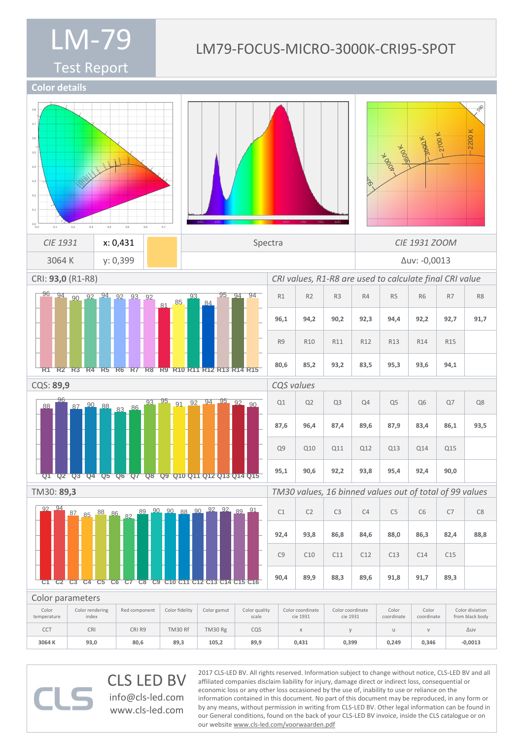# LM-79

## Test Report

LM79-FOCUS-MICRO-3000K-CRI95-SPOT

## Color details

| *CIE 1931* | x: 0,431 | | Spectra | *CIE 1931 ZOOM* |
|---|---|---|---|---|
| 3064 K | y: 0,399 | | | Δuv: -0,0013 |

### CRI: **93,0** (R1-R8)

*CRI values, R1-R8 are used to calculate final CRI value*

| R1 | R2 | R3 | R4 | R5 | R6 | R7 | R8 |
|---|---|---|---|---|---|---|---|
| **96,1** | **94,2** | **90,2** | **92,3** | **94,4** | **92,2** | **92,7** | **91,7** |
| R9 | R10 | R11 | R12 | R13 | R14 | R15 | |
| **80,6** | **85,2** | **93,2** | **83,5** | **95,3** | **93,6** | **94,1** | |

### CQS: **89,9**

*CQS values*

| Q1 | Q2 | Q3 | Q4 | Q5 | Q6 | Q7 | Q8 |
|---|---|---|---|---|---|---|---|
| **87,6** | **96,4** | **87,4** | **89,6** | **87,9** | **83,4** | **86,1** | **93,5** |
| Q9 | Q10 | Q11 | Q12 | Q13 | Q14 | Q15 | |
| **95,1** | **90,6** | **92,2** | **93,8** | **95,4** | **92,4** | **90,0** | |

### TM30: **89,3**

*TM30 values, 16 binned values out of total of 99 values*

| C1 | C2 | C3 | C4 | C5 | C6 | C7 | C8 |
|---|---|---|---|---|---|---|---|
| **92,4** | **93,8** | **86,8** | **84,6** | **88,0** | **86,3** | **82,4** | **88,8** |
| C9 | C10 | C11 | C12 | C13 | C14 | C15 | |
| **90,4** | **89,9** | **88,3** | **89,6** | **91,8** | **91,7** | **89,3** | |

### Color parameters

| Color temperature | Color rendering index | Red component | Color fidelity | Color gamut | Color quality scale | Color coordinate cie 1931 | Color coordinate cie 1931 | Color coordinate | Color coordinate | Color diviation from black body |
|---|---|---|---|---|---|---|---|---|---|---|
| CCT | CRI | CRI R9 | TM30 Rf | TM30 Rg | CQS | x | y | u | v | Δuv |
| **3064 K** | **93,0** | **80,6** | **89,3** | **105,2** | **89,9** | **0,431** | **0,399** | **0,249** | **0,346** | **-0,0013** |

CLS LED BV
info@cls-led.com
www.cls-led.com

2017 CLS-LED BV. All rights reserved. Information subject to change without notice, CLS-LED BV and all affiliated companies disclaim liability for injury, damage direct or indirect loss, consequential or economic loss or any other loss occasioned by the use of, inability to use or reliance on the information contained in this document. No part of this document may be reproduced, in any form or by any means, without permission in writing from CLS-LED BV. Other legal information can be found in our General conditions, found on the back of your CLS-LED BV invoice, inside the CLS catalogue or on our website www.cls-led.com/voorwaarden.pdf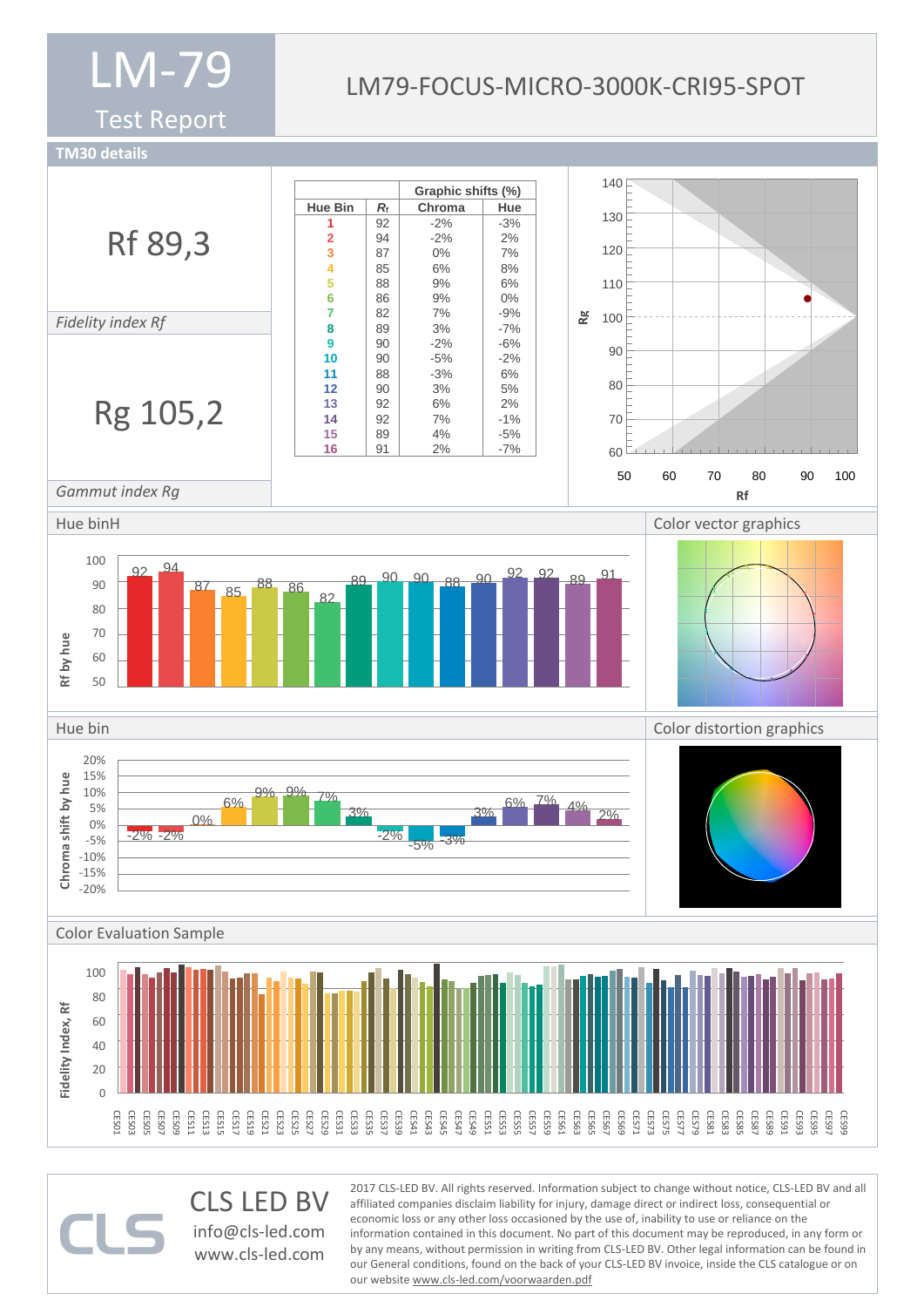# LM-79

## Test Report

# LM79-FOCUS-MICRO-3000K-CRI95-SPOT

## TM30 details

**Rf 89,3**

*Fidelity index Rf*

**Rg 105,2**

*Gammut index Rg*

| Hue Bin | $R_f$ | Graphic shifts (%) Chroma | Hue |
|---|---|---|---|
| 1 | 92 | -2% | -3% |
| 2 | 94 | -2% | 2% |
| 3 | 87 | 0% | 7% |
| 4 | 85 | 6% | 8% |
| 5 | 88 | 9% | 6% |
| 6 | 86 | 9% | 0% |
| 7 | 82 | 7% | -9% |
| 8 | 89 | 3% | -7% |
| 9 | 90 | -2% | -6% |
| 10 | 90 | -5% | -2% |
| 11 | 88 | -3% | 6% |
| 12 | 90 | 3% | 5% |
| 13 | 92 | 6% | 2% |
| 14 | 92 | 7% | -1% |
| 15 | 89 | 4% | -5% |
| 16 | 91 | 2% | -7% |

## Hue binH

## Color vector graphics

## Hue bin

## Color distortion graphics

## Color Evaluation Sample

---

**CLS LED BV**
info@cls-led.com
www.cls-led.com

2017 CLS-LED BV. All rights reserved. Information subject to change without notice, CLS-LED BV and all affiliated companies disclaim liability for injury, damage direct or indirect loss, consequential or economic loss or any other loss occasioned by the use of, inability to use or reliance on the information contained in this document. No part of this document may be reproduced, in any form or by any means, without permission in writing from CLS-LED BV. Other legal information can be found in our General conditions, found on the back of your CLS-LED BV invoice, inside the CLS catalogue or on our website www.cls-led.com/voorwaarden.pdf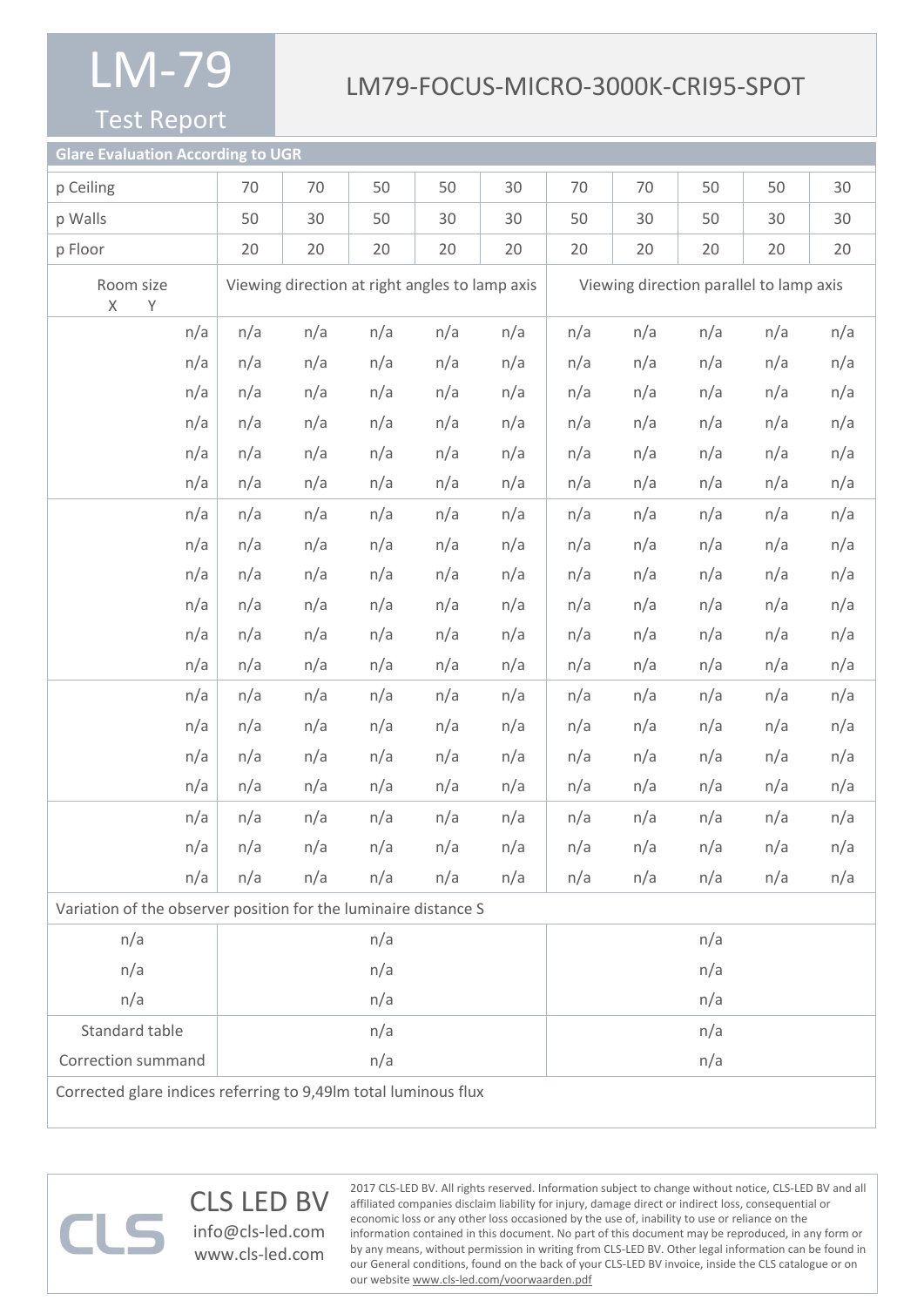# LM-79 Test Report

## LM79-FOCUS-MICRO-3000K-CRI95-SPOT

**Glare Evaluation According to UGR**

| | | | | | | | | | | |
|---|---|---|---|---|---|---|---|---|---|---|
| p Ceiling | 70 | 70 | 50 | 50 | 30 | 70 | 70 | 50 | 50 | 30 |
| p Walls | 50 | 30 | 50 | 30 | 30 | 50 | 30 | 50 | 30 | 30 |
| p Floor | 20 | 20 | 20 | 20 | 20 | 20 | 20 | 20 | 20 | 20 |
| Room size X Y | Viewing direction at right angles to lamp axis | | | | | Viewing direction parallel to lamp axis | | | | |
| n/a | n/a | n/a | n/a | n/a | n/a | n/a | n/a | n/a | n/a | n/a |
| n/a | n/a | n/a | n/a | n/a | n/a | n/a | n/a | n/a | n/a | n/a |
| n/a | n/a | n/a | n/a | n/a | n/a | n/a | n/a | n/a | n/a | n/a |
| n/a | n/a | n/a | n/a | n/a | n/a | n/a | n/a | n/a | n/a | n/a |
| n/a | n/a | n/a | n/a | n/a | n/a | n/a | n/a | n/a | n/a | n/a |
| n/a | n/a | n/a | n/a | n/a | n/a | n/a | n/a | n/a | n/a | n/a |
| n/a | n/a | n/a | n/a | n/a | n/a | n/a | n/a | n/a | n/a | n/a |
| n/a | n/a | n/a | n/a | n/a | n/a | n/a | n/a | n/a | n/a | n/a |
| n/a | n/a | n/a | n/a | n/a | n/a | n/a | n/a | n/a | n/a | n/a |
| n/a | n/a | n/a | n/a | n/a | n/a | n/a | n/a | n/a | n/a | n/a |
| n/a | n/a | n/a | n/a | n/a | n/a | n/a | n/a | n/a | n/a | n/a |
| n/a | n/a | n/a | n/a | n/a | n/a | n/a | n/a | n/a | n/a | n/a |
| n/a | n/a | n/a | n/a | n/a | n/a | n/a | n/a | n/a | n/a | n/a |
| n/a | n/a | n/a | n/a | n/a | n/a | n/a | n/a | n/a | n/a | n/a |
| n/a | n/a | n/a | n/a | n/a | n/a | n/a | n/a | n/a | n/a | n/a |
| n/a | n/a | n/a | n/a | n/a | n/a | n/a | n/a | n/a | n/a | n/a |
| n/a | n/a | n/a | n/a | n/a | n/a | n/a | n/a | n/a | n/a | n/a |
| n/a | n/a | n/a | n/a | n/a | n/a | n/a | n/a | n/a | n/a | n/a |
| n/a | n/a | n/a | n/a | n/a | n/a | n/a | n/a | n/a | n/a | n/a |
| Variation of the observer position for the luminaire distance S | | | | | | | | | | |
| n/a | n/a | | | | | n/a | | | | |
| n/a | n/a | | | | | n/a | | | | |
| n/a | n/a | | | | | n/a | | | | |
| Standard table | n/a | | | | | n/a | | | | |
| Correction summand | n/a | | | | | n/a | | | | |
| Corrected glare indices referring to 9,49lm total luminous flux | | | | | | | | | | |

CLS LED BV
info@cls-led.com
www.cls-led.com

2017 CLS-LED BV. All rights reserved. Information subject to change without notice, CLS-LED BV and all affiliated companies disclaim liability for injury, damage direct or indirect loss, consequential or economic loss or any other loss occasioned by the use of, inability to use or reliance on the information contained in this document. No part of this document may be reproduced, in any form or by any means, without permission in writing from CLS-LED BV. Other legal information can be found in our General conditions, found on the back of your CLS-LED BV invoice, inside the CLS catalogue or on our website www.cls-led.com/voorwaarden.pdf